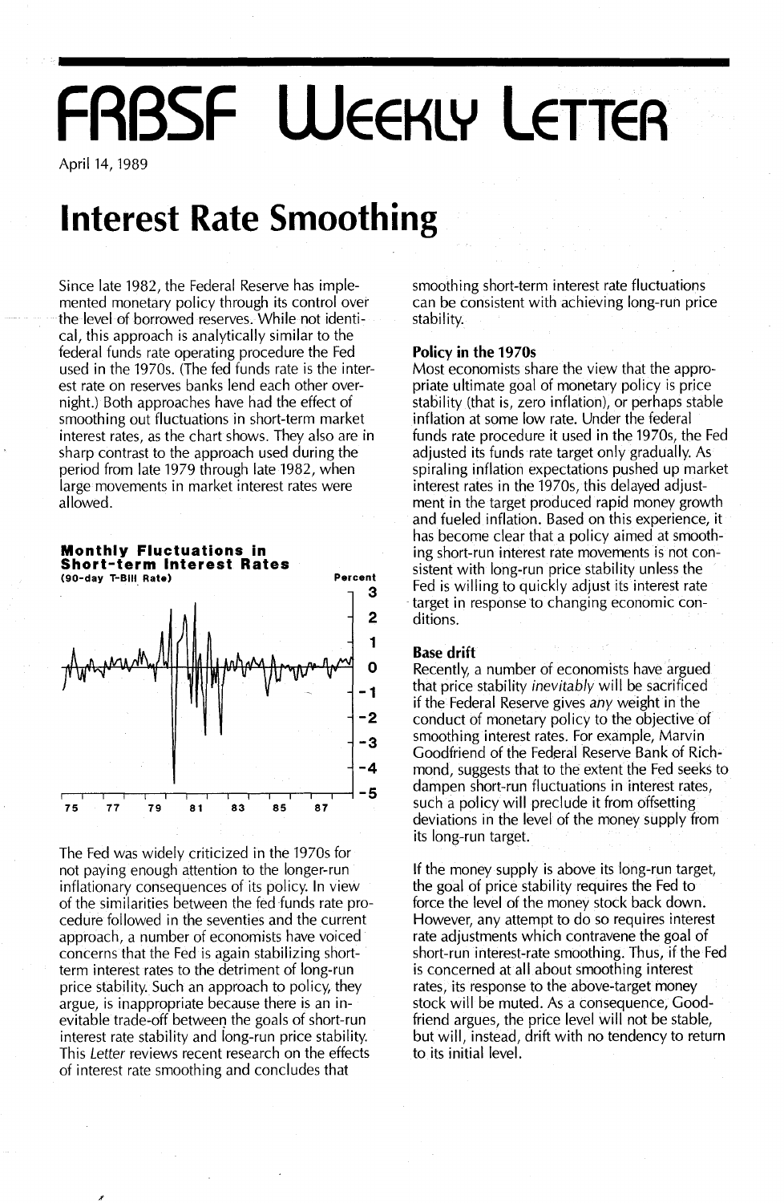# FRBSF Weekly Letter

April 14, 1989

# Interest Rate Smoothing

Since late 1982, the Federal Reserve has implemented monetary policy through its control over the level of borrowed reserves. While not identical, this approach is analytically similar to the federal funds rate operating procedure the Fed used in the 1970s. (The fed funds rate is the interest rate on reserves banks lend each other overnight.) Both approaches have had the effect of smoothing out fluctuations in short-term market interest rates, as the chart shows. They also are in sharp contrast to the approach used during the period from late 1979 through late 1982, when large movements in market interest rates were allowed.

**Monthly Fluctuations in Short-term Interest Rates**
(90-day T-Bill Rate)

The Fed was widely criticized in the 1970s for not paying enough attention to the longer-run inflationary consequences of its policy. In view of the similarities between the fed funds rate procedure followed in the seventies and the current approach, a number of economists have voiced concerns that the Fed is again stabilizing short-term interest rates to the detriment of long-run price stability. Such an approach to policy, they argue, is inappropriate because there is an inevitable trade-off between the goals of short-run interest rate stability and long-run price stability. This *Letter* reviews recent research on the effects of interest rate smoothing and concludes that smoothing short-term interest rate fluctuations can be consistent with achieving long-run price stability.

## Policy in the 1970s

Most economists share the view that the appropriate ultimate goal of monetary policy is price stability (that is, zero inflation), or perhaps stable inflation at some low rate. Under the federal funds rate procedure it used in the 1970s, the Fed adjusted its funds rate target only gradually. As spiraling inflation expectations pushed up market interest rates in the 1970s, this delayed adjustment in the target produced rapid money growth and fueled inflation. Based on this experience, it has become clear that a policy aimed at smoothing short-run interest rate movements is not consistent with long-run price stability unless the Fed is willing to quickly adjust its interest rate target in response to changing economic conditions.

## Base drift

Recently, a number of economists have argued that price stability *inevitably* will be sacrificed if the Federal Reserve gives *any* weight in the conduct of monetary policy to the objective of smoothing interest rates. For example, Marvin Goodfriend of the Federal Reserve Bank of Richmond, suggests that to the extent the Fed seeks to dampen short-run fluctuations in interest rates, such a policy will preclude it from offsetting deviations in the level of the money supply from its long-run target.

If the money supply is above its long-run target, the goal of price stability requires the Fed to force the level of the money stock back down. However, any attempt to do so requires interest rate adjustments which contravene the goal of short-run interest-rate smoothing. Thus, if the Fed is concerned at all about smoothing interest rates, its response to the above-target money stock will be muted. As a consequence, Goodfriend argues, the price level will not be stable, but will, instead, drift with no tendency to return to its initial level.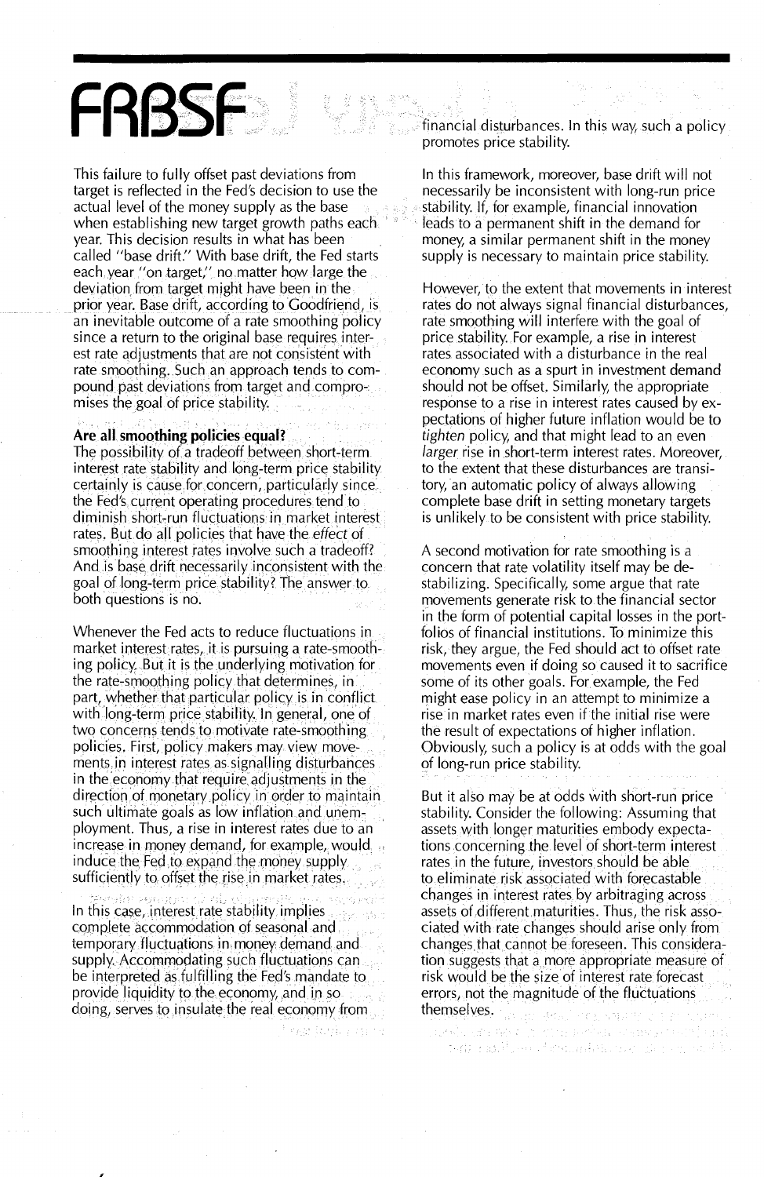This failure to fully offset past deviations from target is reflected in the Fed's decision to use the actual level of the money supply as the base when establishing new target growth paths each year. This decision results in what has been called "base drift." With base drift, the Fed starts each year "on target," no matter how large the deviation from target might have been in the prior year. Base drift, according to Goodfriend, is an inevitable outcome of a rate smoothing policy since a return to the original base requires interest rate adjustments that are not consistent with rate smoothing. Such an approach tends to compound past deviations from target and compromises the goal of price stability.

**Are all smoothing policies equal?**

The possibility of a tradeoff between short-term interest rate stability and long-term price stability certainly is cause for concern, particularly since the Fed's current operating procedures tend to diminish short-run fluctuations in market interest rates. But do all policies that have the *effect* of smoothing interest rates involve such a tradeoff? And is base drift necessarily inconsistent with the goal of long-term price stability? The answer to both questions is no.

Whenever the Fed acts to reduce fluctuations in market interest rates, it is pursuing a rate-smoothing policy. But it is the underlying motivation for the rate-smoothing policy that determines, in part, whether that particular policy is in conflict with long-term price stability. In general, one of two concerns tends to motivate rate-smoothing policies. First, policy makers may view movements in interest rates as signalling disturbances in the economy that require adjustments in the direction of monetary policy in order to maintain such ultimate goals as low inflation and unemployment. Thus, a rise in interest rates due to an increase in money demand, for example, would induce the Fed to expand the money supply sufficiently to offset the rise in market rates.

In this case, interest rate stability implies complete accommodation of seasonal and temporary fluctuations in money demand and supply. Accommodating such fluctuations can be interpreted as fulfilling the Fed's mandate to provide liquidity to the economy, and in so doing, serves to insulate the real economy from financial disturbances. In this way, such a policy promotes price stability.

In this framework, moreover, base drift will not necessarily be inconsistent with long-run price stability. If, for example, financial innovation leads to a permanent shift in the demand for money, a similar permanent shift in the money supply is necessary to maintain price stability.

However, to the extent that movements in interest rates do not always signal financial disturbances, rate smoothing will interfere with the goal of price stability. For example, a rise in interest rates associated with a disturbance in the real economy such as a spurt in investment demand should not be offset. Similarly, the appropriate response to a rise in interest rates caused by expectations of higher future inflation would be to *tighten* policy, and that might lead to an even *larger* rise in short-term interest rates. Moreover, to the extent that these disturbances are transitory, an automatic policy of always allowing complete base drift in setting monetary targets is unlikely to be consistent with price stability.

A second motivation for rate smoothing is a concern that rate volatility itself may be destabilizing. Specifically, some argue that rate movements generate risk to the financial sector in the form of potential capital losses in the portfolios of financial institutions. To minimize this risk, they argue, the Fed should act to offset rate movements even if doing so caused it to sacrifice some of its other goals. For example, the Fed might ease policy in an attempt to minimize a rise in market rates even if the initial rise were the result of expectations of higher inflation. Obviously, such a policy is at odds with the goal of long-run price stability.

But it also may be at odds with short-run price stability. Consider the following: Assuming that assets with longer maturities embody expectations concerning the level of short-term interest rates in the future, investors should be able to eliminate risk associated with forecastable changes in interest rates by arbitraging across assets of different maturities. Thus, the risk associated with rate changes should arise only from changes that cannot be foreseen. This consideration suggests that a more appropriate measure of risk would be the size of interest rate forecast errors, not the magnitude of the fluctuations themselves.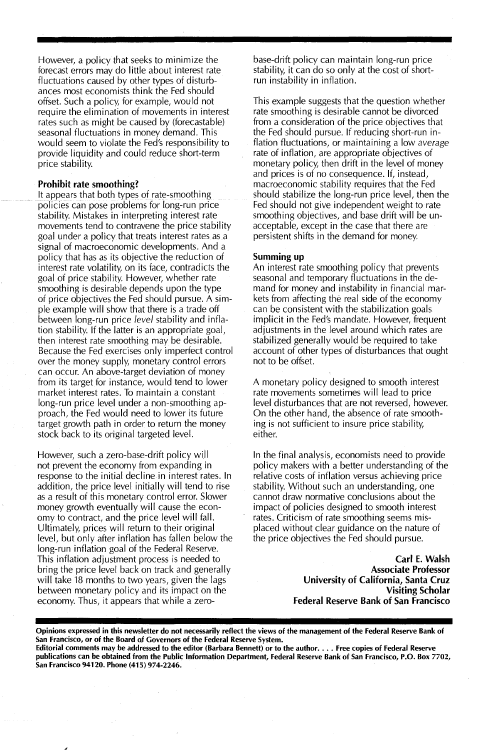However, a policy that seeks to minimize the forecast errors may do little about interest rate fluctuations caused by other types of disturbances most economists think the Fed should offset. Such a policy, for example, would not require the elimination of movements in interest rates such as might be caused by (forecastable) seasonal fluctuations in money demand. This would seem to violate the Fed's responsibility to provide liquidity and could reduce short-term price stability.

**Prohibit rate smoothing?**

It appears that both types of rate-smoothing policies can pose problems for long-run price stability. Mistakes in interpreting interest rate movements tend to contravene the price stability goal under a policy that treats interest rates as a signal of macroeconomic developments. And a policy that has as its objective the reduction of interest rate volatility, on its face, contradicts the goal of price stability. However, whether rate smoothing is desirable depends upon the type of price objectives the Fed should pursue. A simple example will show that there is a trade off between long-run price *level* stability and inflation stability. If the latter is an appropriate goal, then interest rate smoothing may be desirable. Because the Fed exercises only imperfect control over the money supply, monetary control errors can occur. An above-target deviation of money from its target for instance, would tend to lower market interest rates. To maintain a constant long-run price level under a non-smoothing approach, the Fed would need to lower its future target growth path in order to return the money stock back to its original targeted level.

However, such a zero-base-drift policy will not prevent the economy from expanding in response to the initial decline in interest rates. In addition, the price level initially will tend to rise as a result of this monetary control error. Slower money growth eventually will cause the economy to contract, and the price level will fall. Ultimately, prices will return to their original level, but only after inflation has fallen below the long-run inflation goal of the Federal Reserve. This inflation adjustment process is needed to bring the price level back on track and generally will take 18 months to two years, given the lags between monetary policy and its impact on the economy. Thus, it appears that while a zero-base-drift policy can maintain long-run price stability, it can do so only at the cost of short-run instability in inflation.

This example suggests that the question whether rate smoothing is desirable cannot be divorced from a consideration of the price objectives that the Fed should pursue. If reducing short-run inflation fluctuations, or maintaining a low *average* rate of inflation, are appropriate objectives of monetary policy, then drift in the level of money and prices is of no consequence. If, instead, macroeconomic stability requires that the Fed should stabilize the long-run price level, then the Fed should not give independent weight to rate smoothing objectives, and base drift will be unacceptable, except in the case that there are persistent shifts in the demand for money.

**Summing up**

An interest rate smoothing policy that prevents seasonal and temporary fluctuations in the demand for money and instability in financial markets from affecting the real side of the economy can be consistent with the stabilization goals implicit in the Fed's mandate. However, frequent adjustments in the level around which rates are stabilized generally would be required to take account of other types of disturbances that ought not to be offset.

A monetary policy designed to smooth interest rate movements sometimes will lead to price level disturbances that are not reversed, however. On the other hand, the absence of rate smoothing is not sufficient to insure price stability, either.

In the final analysis, economists need to provide policy makers with a better understanding of the relative costs of inflation versus achieving price stability. Without such an understanding, one cannot draw normative conclusions about the impact of policies designed to smooth interest rates. Criticism of rate smoothing seems misplaced without clear guidance on the nature of the price objectives the Fed should pursue.

**Carl E. Walsh**
**Associate Professor**
**University of California, Santa Cruz**
**Visiting Scholar**
**Federal Reserve Bank of San Francisco**

**Opinions expressed in this newsletter do not necessarily reflect the views of the management of the Federal Reserve Bank of San Francisco, or of the Board of Governors of the Federal Reserve System.**
**Editorial comments may be addressed to the editor (Barbara Bennett) or to the author. . . . Free copies of Federal Reserve publications can be obtained from the Public Information Department, Federal Reserve Bank of San Francisco, P.O. Box 7702, San Francisco 94120. Phone (415) 974-2246.**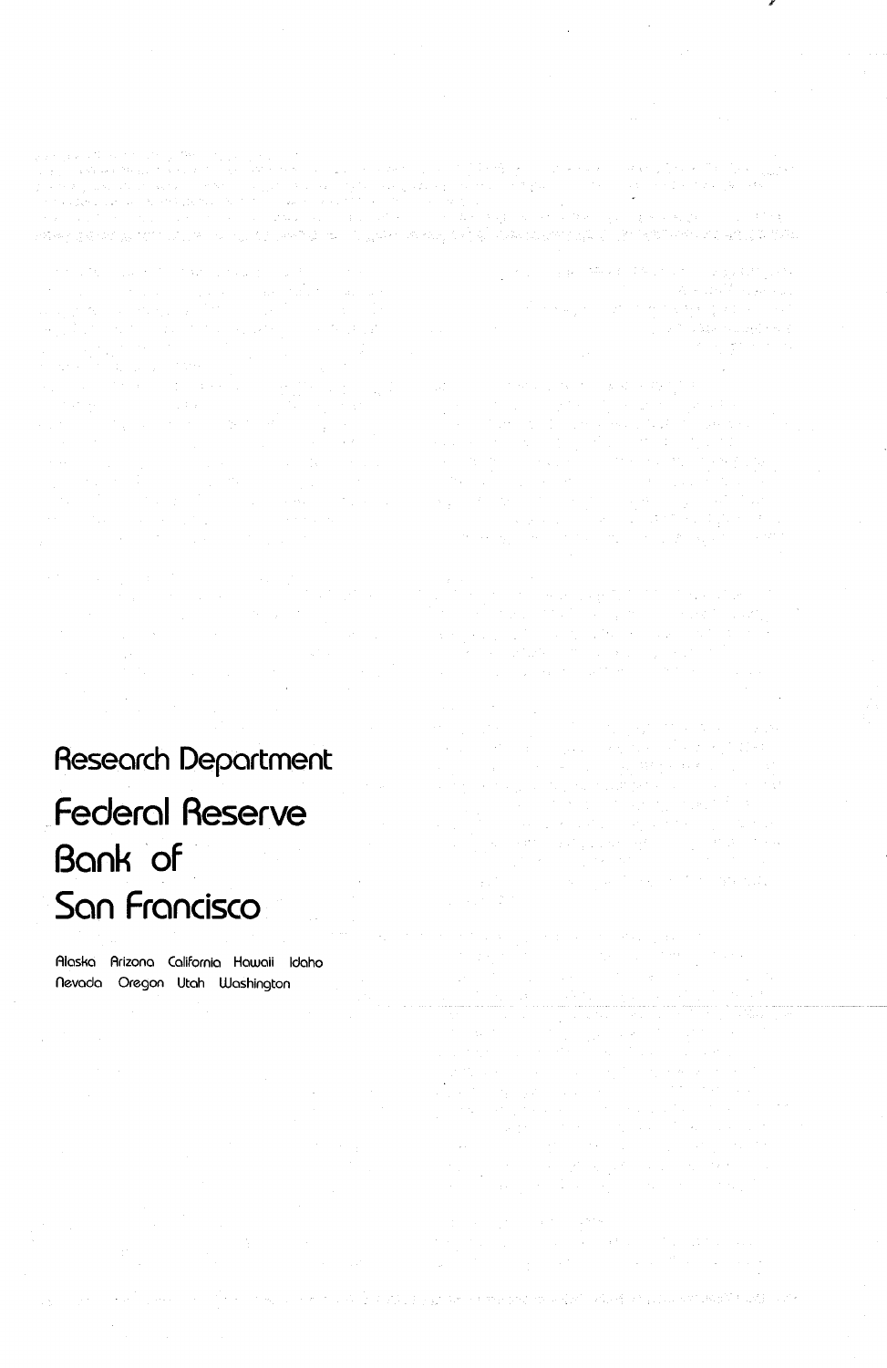Research Department

# Federal Reserve Bank of San Francisco

Alaska Arizona California Hawaii Idaho
Nevada Oregon Utah Washington